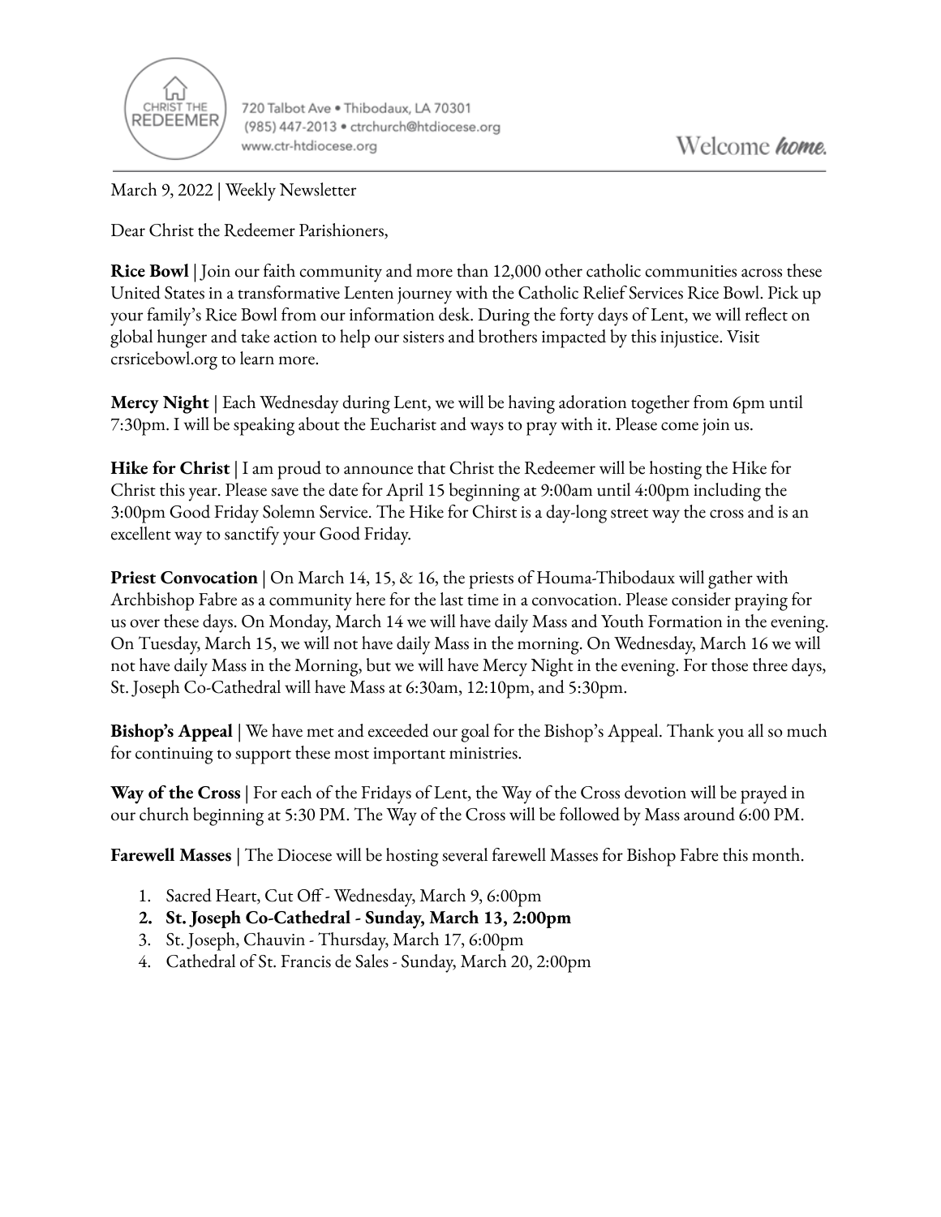CHRIST THE REDEEMER

720 Talbot Ave • Thibodaux, LA 70301
(985) 447-2013 • ctrchurch@htdiocese.org
www.ctr-htdiocese.org

Welcome *home.*

March 9, 2022 | Weekly Newsletter

Dear Christ the Redeemer Parishioners,

**Rice Bowl** | Join our faith community and more than 12,000 other catholic communities across these United States in a transformative Lenten journey with the Catholic Relief Services Rice Bowl. Pick up your family's Rice Bowl from our information desk. During the forty days of Lent, we will reflect on global hunger and take action to help our sisters and brothers impacted by this injustice. Visit crsricebowl.org to learn more.

**Mercy Night** | Each Wednesday during Lent, we will be having adoration together from 6pm until 7:30pm. I will be speaking about the Eucharist and ways to pray with it. Please come join us.

**Hike for Christ** | I am proud to announce that Christ the Redeemer will be hosting the Hike for Christ this year. Please save the date for April 15 beginning at 9:00am until 4:00pm including the 3:00pm Good Friday Solemn Service. The Hike for Chirst is a day-long street way the cross and is an excellent way to sanctify your Good Friday.

**Priest Convocation** | On March 14, 15, & 16, the priests of Houma-Thibodaux will gather with Archbishop Fabre as a community here for the last time in a convocation. Please consider praying for us over these days. On Monday, March 14 we will have daily Mass and Youth Formation in the evening. On Tuesday, March 15, we will not have daily Mass in the morning. On Wednesday, March 16 we will not have daily Mass in the Morning, but we will have Mercy Night in the evening. For those three days, St. Joseph Co-Cathedral will have Mass at 6:30am, 12:10pm, and 5:30pm.

**Bishop's Appeal** | We have met and exceeded our goal for the Bishop's Appeal. Thank you all so much for continuing to support these most important ministries.

**Way of the Cross** | For each of the Fridays of Lent, the Way of the Cross devotion will be prayed in our church beginning at 5:30 PM. The Way of the Cross will be followed by Mass around 6:00 PM.

**Farewell Masses** | The Diocese will be hosting several farewell Masses for Bishop Fabre this month.

1. Sacred Heart, Cut Off - Wednesday, March 9, 6:00pm
2. **St. Joseph Co-Cathedral - Sunday, March 13, 2:00pm**
3. St. Joseph, Chauvin - Thursday, March 17, 6:00pm
4. Cathedral of St. Francis de Sales - Sunday, March 20, 2:00pm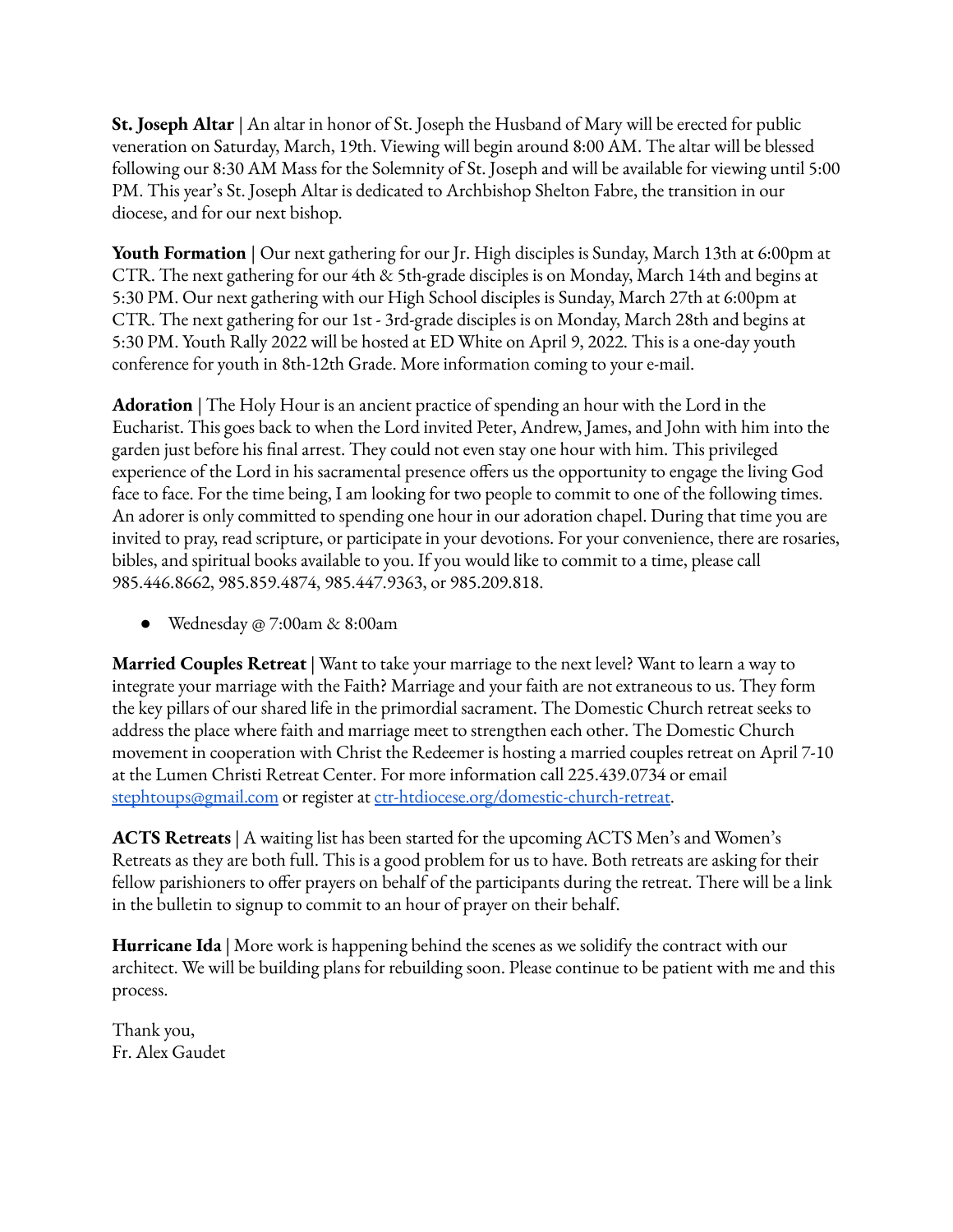**St. Joseph Altar** | An altar in honor of St. Joseph the Husband of Mary will be erected for public veneration on Saturday, March, 19th. Viewing will begin around 8:00 AM. The altar will be blessed following our 8:30 AM Mass for the Solemnity of St. Joseph and will be available for viewing until 5:00 PM. This year's St. Joseph Altar is dedicated to Archbishop Shelton Fabre, the transition in our diocese, and for our next bishop.

**Youth Formation** | Our next gathering for our Jr. High disciples is Sunday, March 13th at 6:00pm at CTR. The next gathering for our 4th & 5th-grade disciples is on Monday, March 14th and begins at 5:30 PM. Our next gathering with our High School disciples is Sunday, March 27th at 6:00pm at CTR. The next gathering for our 1st - 3rd-grade disciples is on Monday, March 28th and begins at 5:30 PM. Youth Rally 2022 will be hosted at ED White on April 9, 2022. This is a one-day youth conference for youth in 8th-12th Grade. More information coming to your e-mail.

**Adoration** | The Holy Hour is an ancient practice of spending an hour with the Lord in the Eucharist. This goes back to when the Lord invited Peter, Andrew, James, and John with him into the garden just before his final arrest. They could not even stay one hour with him. This privileged experience of the Lord in his sacramental presence offers us the opportunity to engage the living God face to face. For the time being, I am looking for two people to commit to one of the following times. An adorer is only committed to spending one hour in our adoration chapel. During that time you are invited to pray, read scripture, or participate in your devotions. For your convenience, there are rosaries, bibles, and spiritual books available to you. If you would like to commit to a time, please call 985.446.8662, 985.859.4874, 985.447.9363, or 985.209.818.

- Wednesday @ 7:00am & 8:00am

**Married Couples Retreat** | Want to take your marriage to the next level? Want to learn a way to integrate your marriage with the Faith? Marriage and your faith are not extraneous to us. They form the key pillars of our shared life in the primordial sacrament. The Domestic Church retreat seeks to address the place where faith and marriage meet to strengthen each other. The Domestic Church movement in cooperation with Christ the Redeemer is hosting a married couples retreat on April 7-10 at the Lumen Christi Retreat Center. For more information call 225.439.0734 or email stephtoups@gmail.com or register at ctr-htdiocese.org/domestic-church-retreat.

**ACTS Retreats** | A waiting list has been started for the upcoming ACTS Men's and Women's Retreats as they are both full. This is a good problem for us to have. Both retreats are asking for their fellow parishioners to offer prayers on behalf of the participants during the retreat. There will be a link in the bulletin to signup to commit to an hour of prayer on their behalf.

**Hurricane Ida** | More work is happening behind the scenes as we solidify the contract with our architect. We will be building plans for rebuilding soon. Please continue to be patient with me and this process.

Thank you,  
Fr. Alex Gaudet